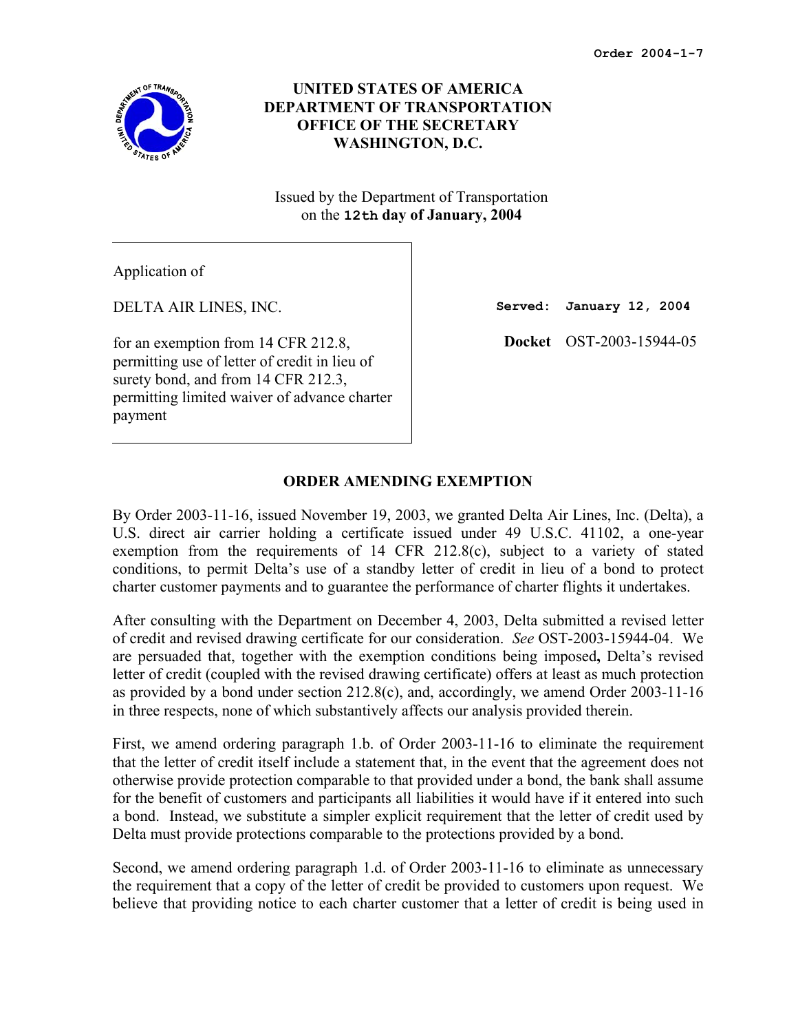Order 2004-1-7

**UNITED STATES OF AMERICA**
**DEPARTMENT OF TRANSPORTATION**
**OFFICE OF THE SECRETARY**
**WASHINGTON, D.C.**

Issued by the Department of Transportation
on the **12th day of January, 2004**

| | |
|---|---|
| Application of<br><br>DELTA AIR LINES, INC.<br><br>for an exemption from 14 CFR 212.8, permitting use of letter of credit in lieu of surety bond, and from 14 CFR 212.3, permitting limited waiver of advance charter payment | **Served: January 12, 2004**<br><br>**Docket** OST-2003-15944-05 |

## ORDER AMENDING EXEMPTION

By Order 2003-11-16, issued November 19, 2003, we granted Delta Air Lines, Inc. (Delta), a U.S. direct air carrier holding a certificate issued under 49 U.S.C. 41102, a one-year exemption from the requirements of 14 CFR 212.8(c), subject to a variety of stated conditions, to permit Delta's use of a standby letter of credit in lieu of a bond to protect charter customer payments and to guarantee the performance of charter flights it undertakes.

After consulting with the Department on December 4, 2003, Delta submitted a revised letter of credit and revised drawing certificate for our consideration. *See* OST-2003-15944-04. We are persuaded that, together with the exemption conditions being imposed**,** Delta's revised letter of credit (coupled with the revised drawing certificate) offers at least as much protection as provided by a bond under section 212.8(c), and, accordingly, we amend Order 2003-11-16 in three respects, none of which substantively affects our analysis provided therein.

First, we amend ordering paragraph 1.b. of Order 2003-11-16 to eliminate the requirement that the letter of credit itself include a statement that, in the event that the agreement does not otherwise provide protection comparable to that provided under a bond, the bank shall assume for the benefit of customers and participants all liabilities it would have if it entered into such a bond. Instead, we substitute a simpler explicit requirement that the letter of credit used by Delta must provide protections comparable to the protections provided by a bond.

Second, we amend ordering paragraph 1.d. of Order 2003-11-16 to eliminate as unnecessary the requirement that a copy of the letter of credit be provided to customers upon request. We believe that providing notice to each charter customer that a letter of credit is being used in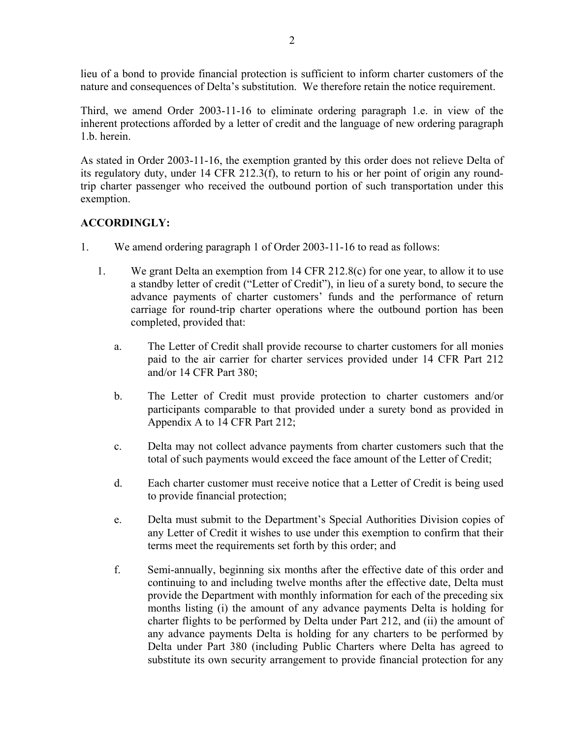lieu of a bond to provide financial protection is sufficient to inform charter customers of the nature and consequences of Delta's substitution. We therefore retain the notice requirement.

Third, we amend Order 2003-11-16 to eliminate ordering paragraph 1.e. in view of the inherent protections afforded by a letter of credit and the language of new ordering paragraph 1.b. herein.

As stated in Order 2003-11-16, the exemption granted by this order does not relieve Delta of its regulatory duty, under 14 CFR 212.3(f), to return to his or her point of origin any round-trip charter passenger who received the outbound portion of such transportation under this exemption.

**ACCORDINGLY:**

1. We amend ordering paragraph 1 of Order 2003-11-16 to read as follows:

   1. We grant Delta an exemption from 14 CFR 212.8(c) for one year, to allow it to use a standby letter of credit ("Letter of Credit"), in lieu of a surety bond, to secure the advance payments of charter customers' funds and the performance of return carriage for round-trip charter operations where the outbound portion has been completed, provided that:

      a. The Letter of Credit shall provide recourse to charter customers for all monies paid to the air carrier for charter services provided under 14 CFR Part 212 and/or 14 CFR Part 380;

      b. The Letter of Credit must provide protection to charter customers and/or participants comparable to that provided under a surety bond as provided in Appendix A to 14 CFR Part 212;

      c. Delta may not collect advance payments from charter customers such that the total of such payments would exceed the face amount of the Letter of Credit;

      d. Each charter customer must receive notice that a Letter of Credit is being used to provide financial protection;

      e. Delta must submit to the Department's Special Authorities Division copies of any Letter of Credit it wishes to use under this exemption to confirm that their terms meet the requirements set forth by this order; and

      f. Semi-annually, beginning six months after the effective date of this order and continuing to and including twelve months after the effective date, Delta must provide the Department with monthly information for each of the preceding six months listing (i) the amount of any advance payments Delta is holding for charter flights to be performed by Delta under Part 212, and (ii) the amount of any advance payments Delta is holding for any charters to be performed by Delta under Part 380 (including Public Charters where Delta has agreed to substitute its own security arrangement to provide financial protection for any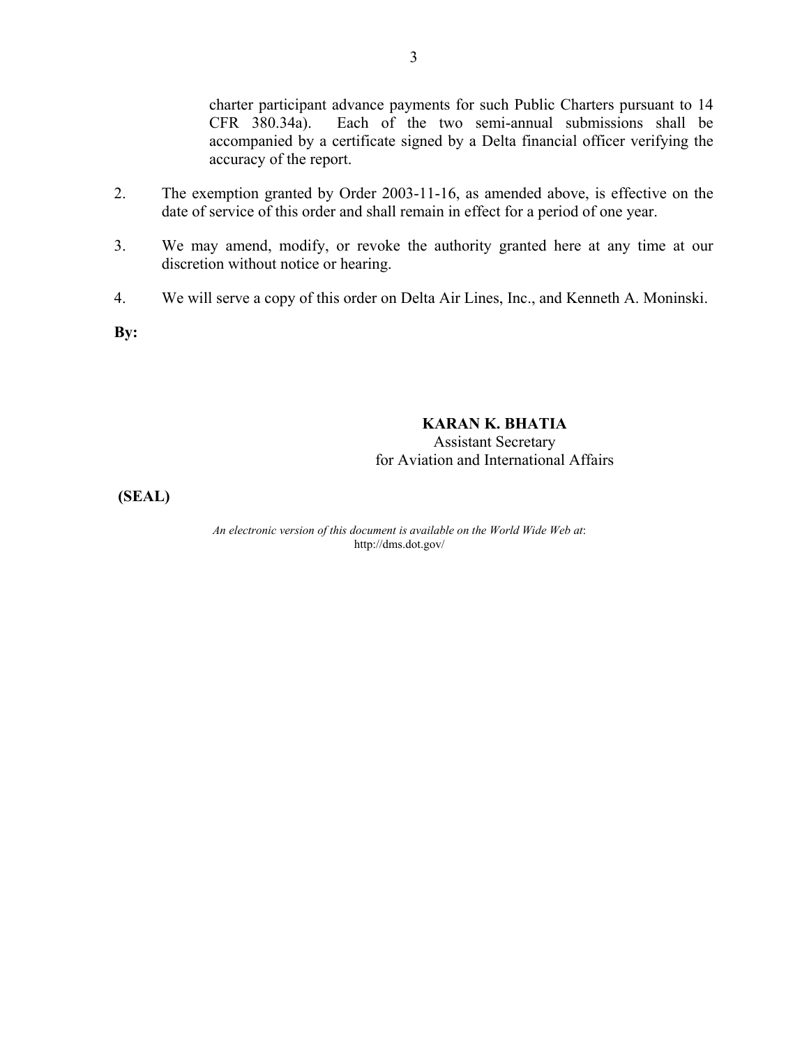charter participant advance payments for such Public Charters pursuant to 14 CFR 380.34a). Each of the two semi-annual submissions shall be accompanied by a certificate signed by a Delta financial officer verifying the accuracy of the report.

2. The exemption granted by Order 2003-11-16, as amended above, is effective on the date of service of this order and shall remain in effect for a period of one year.

3. We may amend, modify, or revoke the authority granted here at any time at our discretion without notice or hearing.

4. We will serve a copy of this order on Delta Air Lines, Inc., and Kenneth A. Moninski.

**By:**

**KARAN K. BHATIA**
Assistant Secretary
for Aviation and International Affairs

**(SEAL)**

*An electronic version of this document is available on the World Wide Web at*:
http://dms.dot.gov/